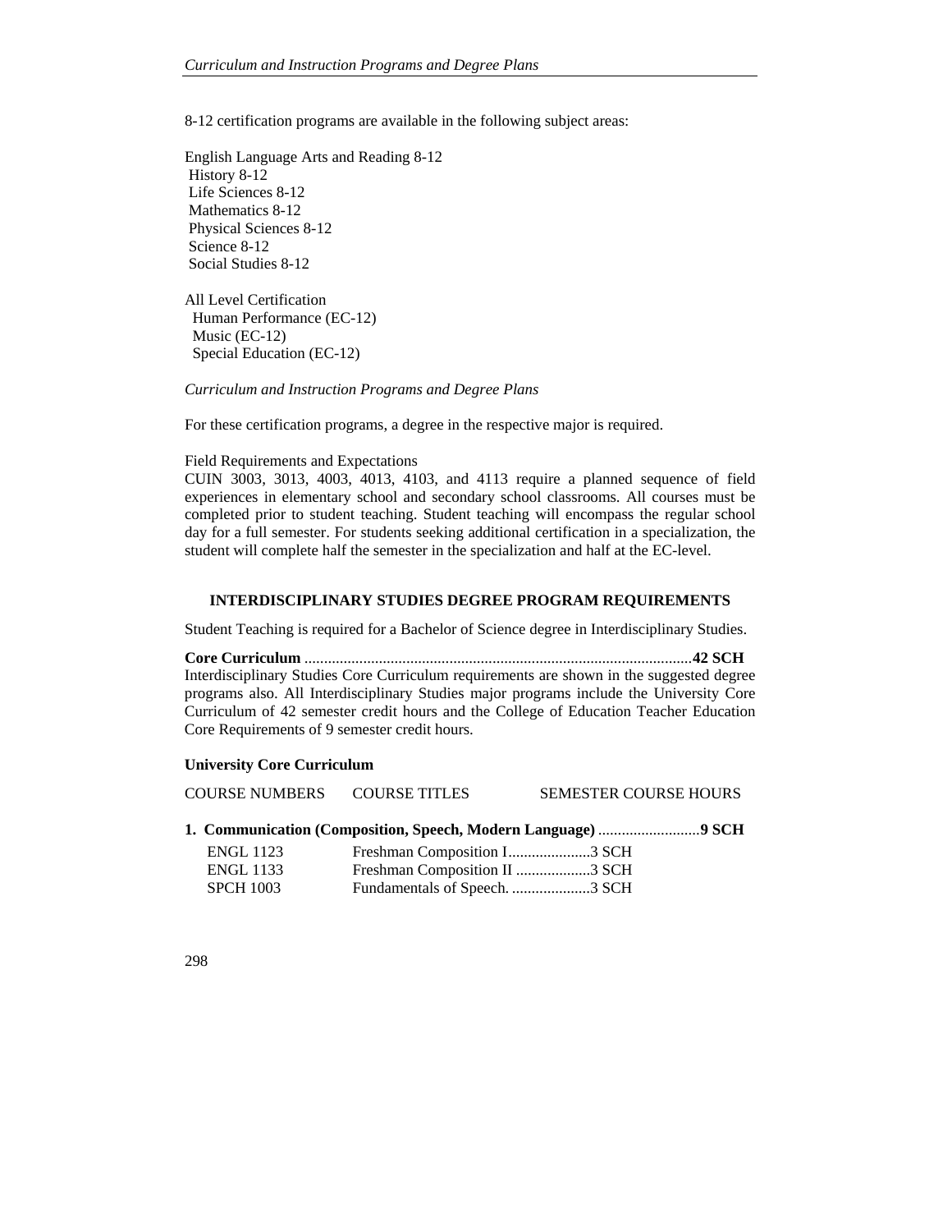8-12 certification programs are available in the following subject areas:

English Language Arts and Reading 8-12
History 8-12
Life Sciences 8-12
Mathematics 8-12
Physical Sciences 8-12
Science 8-12
Social Studies 8-12

All Level Certification
Human Performance (EC-12)
Music (EC-12)
Special Education (EC-12)

*Curriculum and Instruction Programs and Degree Plans*

For these certification programs, a degree in the respective major is required.

Field Requirements and Expectations
CUIN 3003, 3013, 4003, 4013, 4103, and 4113 require a planned sequence of field experiences in elementary school and secondary school classrooms. All courses must be completed prior to student teaching. Student teaching will encompass the regular school day for a full semester. For students seeking additional certification in a specialization, the student will complete half the semester in the specialization and half at the EC-level.

## INTERDISCIPLINARY STUDIES DEGREE PROGRAM REQUIREMENTS

Student Teaching is required for a Bachelor of Science degree in Interdisciplinary Studies.

**Core Curriculum** ....................................................................................................**42 SCH**
Interdisciplinary Studies Core Curriculum requirements are shown in the suggested degree programs also. All Interdisciplinary Studies major programs include the University Core Curriculum of 42 semester credit hours and the College of Education Teacher Education Core Requirements of 9 semester credit hours.

**University Core Curriculum**

| COURSE NUMBERS | COURSE TITLES | SEMESTER COURSE HOURS |
|---|---|---|

**1. Communication (Composition, Speech, Modern Language)** ..........................**9 SCH**

| | | |
|---|---|---|
| ENGL 1123 | Freshman Composition I | 3 SCH |
| ENGL 1133 | Freshman Composition II | 3 SCH |
| SPCH 1003 | Fundamentals of Speech. | 3 SCH |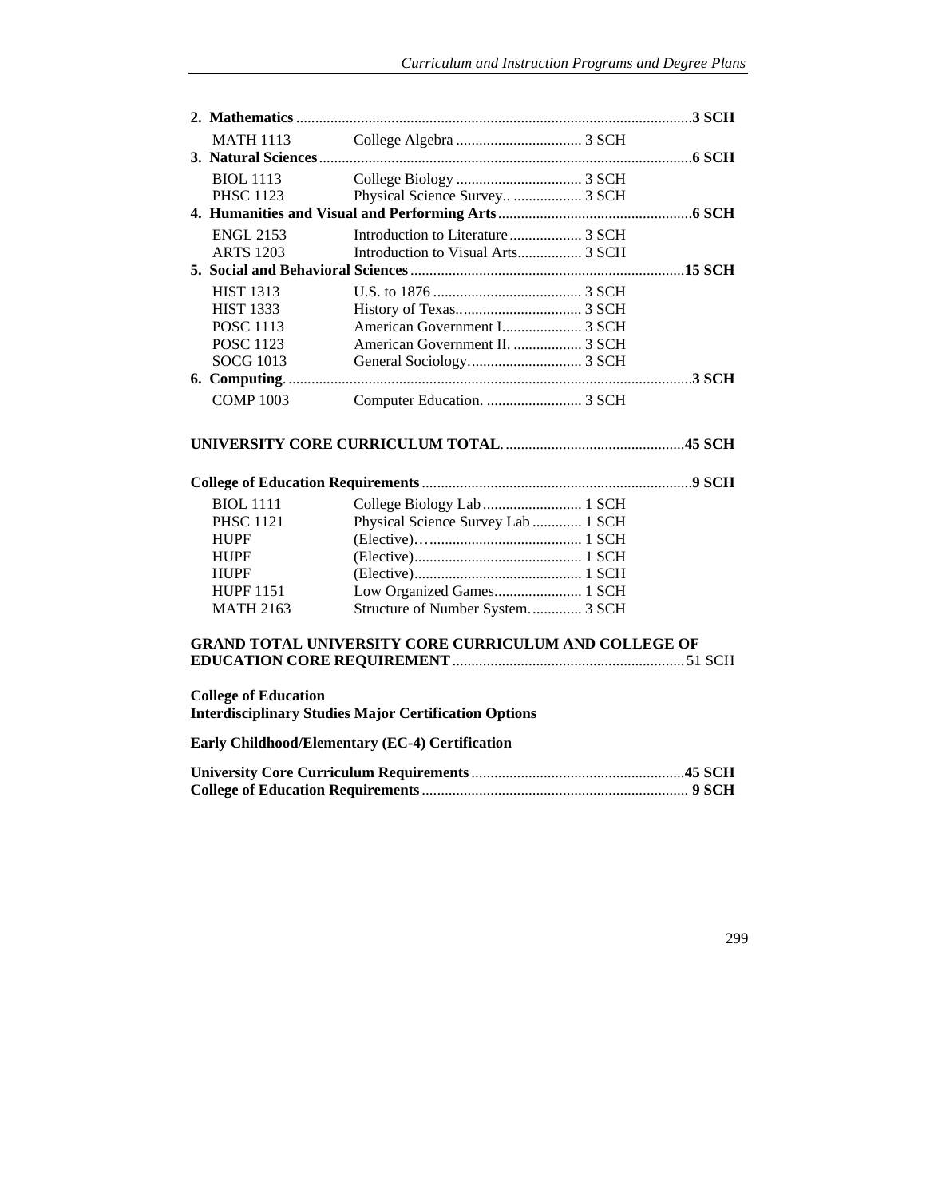**2. Mathematics ......................................................................................................3 SCH**

| | | |
|---|---|---|
| MATH 1113 | College Algebra | 3 SCH |

**3. Natural Sciences................................................................................................6 SCH**

| | | |
|---|---|---|
| BIOL 1113 | College Biology | 3 SCH |
| PHSC 1123 | Physical Science Survey.. | 3 SCH |

**4. Humanities and Visual and Performing Arts..................................................6 SCH**

| | | |
|---|---|---|
| ENGL 2153 | Introduction to Literature | 3 SCH |
| ARTS 1203 | Introduction to Visual Arts | 3 SCH |

**5. Social and Behavioral Sciences.......................................................................15 SCH**

| | | |
|---|---|---|
| HIST 1313 | U.S. to 1876 | 3 SCH |
| HIST 1333 | History of Texas. | 3 SCH |
| POSC 1113 | American Government I | 3 SCH |
| POSC 1123 | American Government II. | 3 SCH |
| SOCG 1013 | General Sociology. | 3 SCH |

**6. Computing. .......................................................................................................3 SCH**

| | | |
|---|---|---|
| COMP 1003 | Computer Education. | 3 SCH |

**UNIVERSITY CORE CURRICULUM TOTAL...............................................45 SCH**

**College of Education Requirements......................................................................9 SCH**

| | | |
|---|---|---|
| BIOL 1111 | College Biology Lab | 1 SCH |
| PHSC 1121 | Physical Science Survey Lab | 1 SCH |
| HUPF | (Elective)… | 1 SCH |
| HUPF | (Elective) | 1 SCH |
| HUPF | (Elective) | 1 SCH |
| HUPF 1151 | Low Organized Games | 1 SCH |
| MATH 2163 | Structure of Number System. | 3 SCH |

**GRAND TOTAL UNIVERSITY CORE CURRICULUM AND COLLEGE OF EDUCATION CORE REQUIREMENT**............................................................51 SCH

**College of Education**
**Interdisciplinary Studies Major Certification Options**

**Early Childhood/Elementary (EC-4) Certification**

**University Core Curriculum Requirements.......................................................45 SCH**
**College of Education Requirements..................................................................... 9 SCH**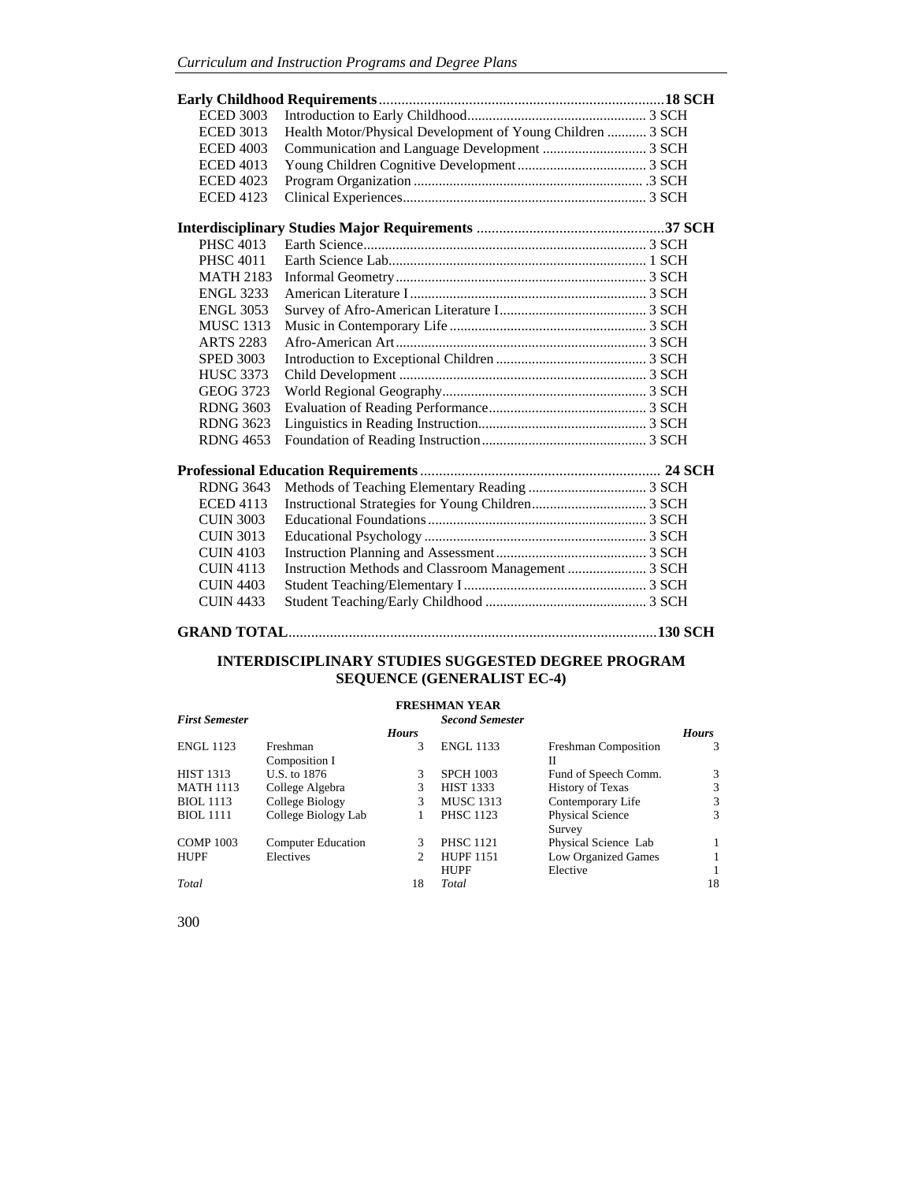**Early Childhood Requirements**...........................................................................**18 SCH**

| | | |
|---|---|---|
| ECED 3003 | Introduction to Early Childhood | 3 SCH |
| ECED 3013 | Health Motor/Physical Development of Young Children | 3 SCH |
| ECED 4003 | Communication and Language Development | 3 SCH |
| ECED 4013 | Young Children Cognitive Development | 3 SCH |
| ECED 4023 | Program Organization | 3 SCH |
| ECED 4123 | Clinical Experiences | 3 SCH |

**Interdisciplinary Studies Major Requirements** ..................................................**37 SCH**

| | | |
|---|---|---|
| PHSC 4013 | Earth Science | 3 SCH |
| PHSC 4011 | Earth Science Lab | 1 SCH |
| MATH 2183 | Informal Geometry | 3 SCH |
| ENGL 3233 | American Literature I | 3 SCH |
| ENGL 3053 | Survey of Afro-American Literature I | 3 SCH |
| MUSC 1313 | Music in Contemporary Life | 3 SCH |
| ARTS 2283 | Afro-American Art | 3 SCH |
| SPED 3003 | Introduction to Exceptional Children | 3 SCH |
| HUSC 3373 | Child Development | 3 SCH |
| GEOG 3723 | World Regional Geography | 3 SCH |
| RDNG 3603 | Evaluation of Reading Performance | 3 SCH |
| RDNG 3623 | Linguistics in Reading Instruction | 3 SCH |
| RDNG 4653 | Foundation of Reading Instruction | 3 SCH |

**Professional Education Requirements**................................................................ **24 SCH**

| | | |
|---|---|---|
| RDNG 3643 | Methods of Teaching Elementary Reading | 3 SCH |
| ECED 4113 | Instructional Strategies for Young Children | 3 SCH |
| CUIN 3003 | Educational Foundations | 3 SCH |
| CUIN 3013 | Educational Psychology | 3 SCH |
| CUIN 4103 | Instruction Planning and Assessment | 3 SCH |
| CUIN 4113 | Instruction Methods and Classroom Management | 3 SCH |
| CUIN 4403 | Student Teaching/Elementary I | 3 SCH |
| CUIN 4433 | Student Teaching/Early Childhood | 3 SCH |

**GRAND TOTAL**.................................................................................................**130 SCH**

## INTERDISCIPLINARY STUDIES SUGGESTED DEGREE PROGRAM SEQUENCE (GENERALIST EC-4)

**FRESHMAN YEAR**

| *First Semester* | | *Hours* | *Second Semester* | | *Hours* |
|---|---|---|---|---|---|
| ENGL 1123 | Freshman Composition I | 3 | ENGL 1133 | Freshman Composition II | 3 |
| HIST 1313 | U.S. to 1876 | 3 | SPCH 1003 | Fund of Speech Comm. | 3 |
| MATH 1113 | College Algebra | 3 | HIST 1333 | History of Texas | 3 |
| BIOL 1113 | College Biology | 3 | MUSC 1313 | Contemporary Life | 3 |
| BIOL 1111 | College Biology Lab | 1 | PHSC 1123 | Physical Science Survey | 3 |
| COMP 1003 | Computer Education | 3 | PHSC 1121 | Physical Science Lab | 1 |
| HUPF | Electives | 2 | HUPF 1151 | Low Organized Games | 1 |
| | | | HUPF | Elective | 1 |
| *Total* | | 18 | *Total* | | 18 |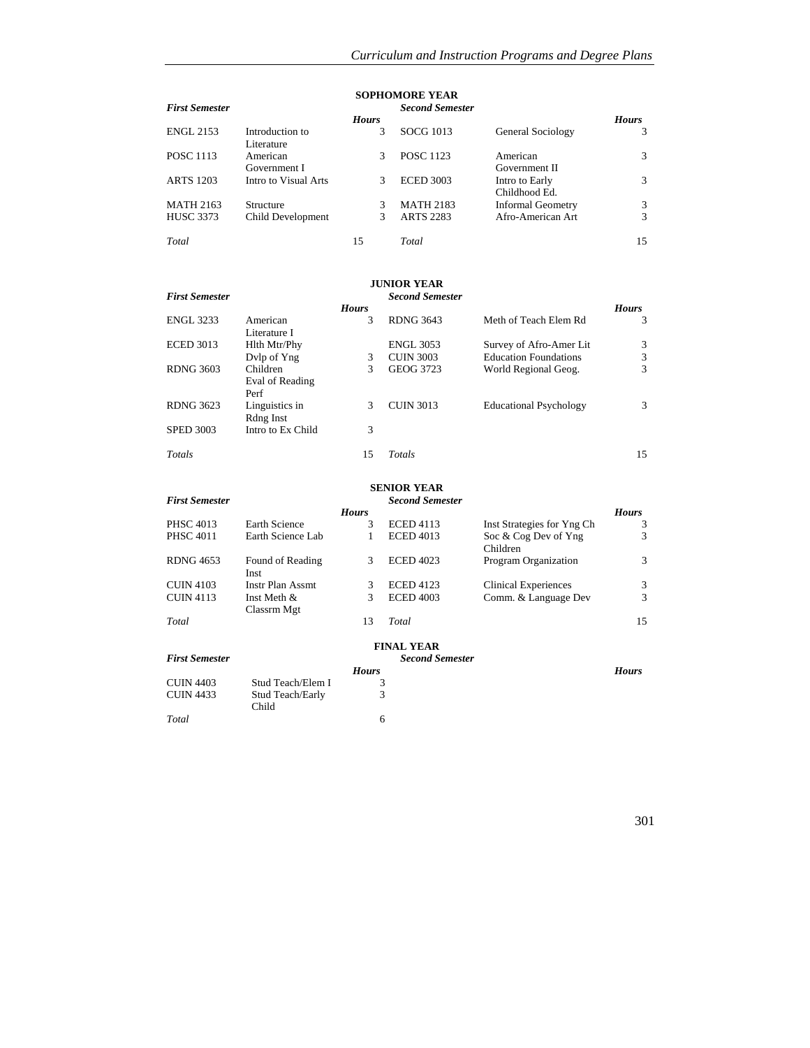## SOPHOMORE YEAR

| *First Semester* | | *Hours* | *Second Semester* | | *Hours* |
|---|---|---|---|---|---|
| ENGL 2153 | Introduction to Literature | 3 | SOCG 1013 | General Sociology | 3 |
| POSC 1113 | American Government I | 3 | POSC 1123 | American Government II | 3 |
| ARTS 1203 | Intro to Visual Arts | 3 | ECED 3003 | Intro to Early Childhood Ed. | 3 |
| MATH 2163 | Structure | 3 | MATH 2183 | Informal Geometry | 3 |
| HUSC 3373 | Child Development | 3 | ARTS 2283 | Afro-American Art | 3 |
| *Total* | | 15 | *Total* | | 15 |

## JUNIOR YEAR

| *First Semester* | | *Hours* | *Second Semester* | | *Hours* |
|---|---|---|---|---|---|
| ENGL 3233 | American Literature I | 3 | RDNG 3643 | Meth of Teach Elem Rd | 3 |
| ECED 3013 | Hlth Mtr/Phy Dvlp of Yng | 3 | ENGL 3053 | Survey of Afro-Amer Lit | 3 |
| | | | CUIN 3003 | Education Foundations | 3 |
| RDNG 3603 | Children Eval of Reading Perf | 3 | GEOG 3723 | World Regional Geog. | 3 |
| RDNG 3623 | Linguistics in Rdng Inst | 3 | CUIN 3013 | Educational Psychology | 3 |
| SPED 3003 | Intro to Ex Child | 3 | | | |
| *Totals* | | 15 | *Totals* | | 15 |

## SENIOR YEAR

| *First Semester* | | *Hours* | *Second Semester* | | *Hours* |
|---|---|---|---|---|---|
| PHSC 4013 | Earth Science | 3 | ECED 4113 | Inst Strategies for Yng Ch | 3 |
| PHSC 4011 | Earth Science Lab | 1 | ECED 4013 | Soc & Cog Dev of Yng Children | 3 |
| RDNG 4653 | Found of Reading Inst | 3 | ECED 4023 | Program Organization | 3 |
| CUIN 4103 | Instr Plan Assmt | 3 | ECED 4123 | Clinical Experiences | 3 |
| CUIN 4113 | Inst Meth & Classrm Mgt | 3 | ECED 4003 | Comm. & Language Dev | 3 |
| *Total* | | 13 | *Total* | | 15 |

## FINAL YEAR

| *First Semester* | | *Hours* | *Second Semester* | | *Hours* |
|---|---|---|---|---|---|
| CUIN 4403 | Stud Teach/Elem I | 3 | | | |
| CUIN 4433 | Stud Teach/Early Child | 3 | | | |
| *Total* | | 6 | | | |